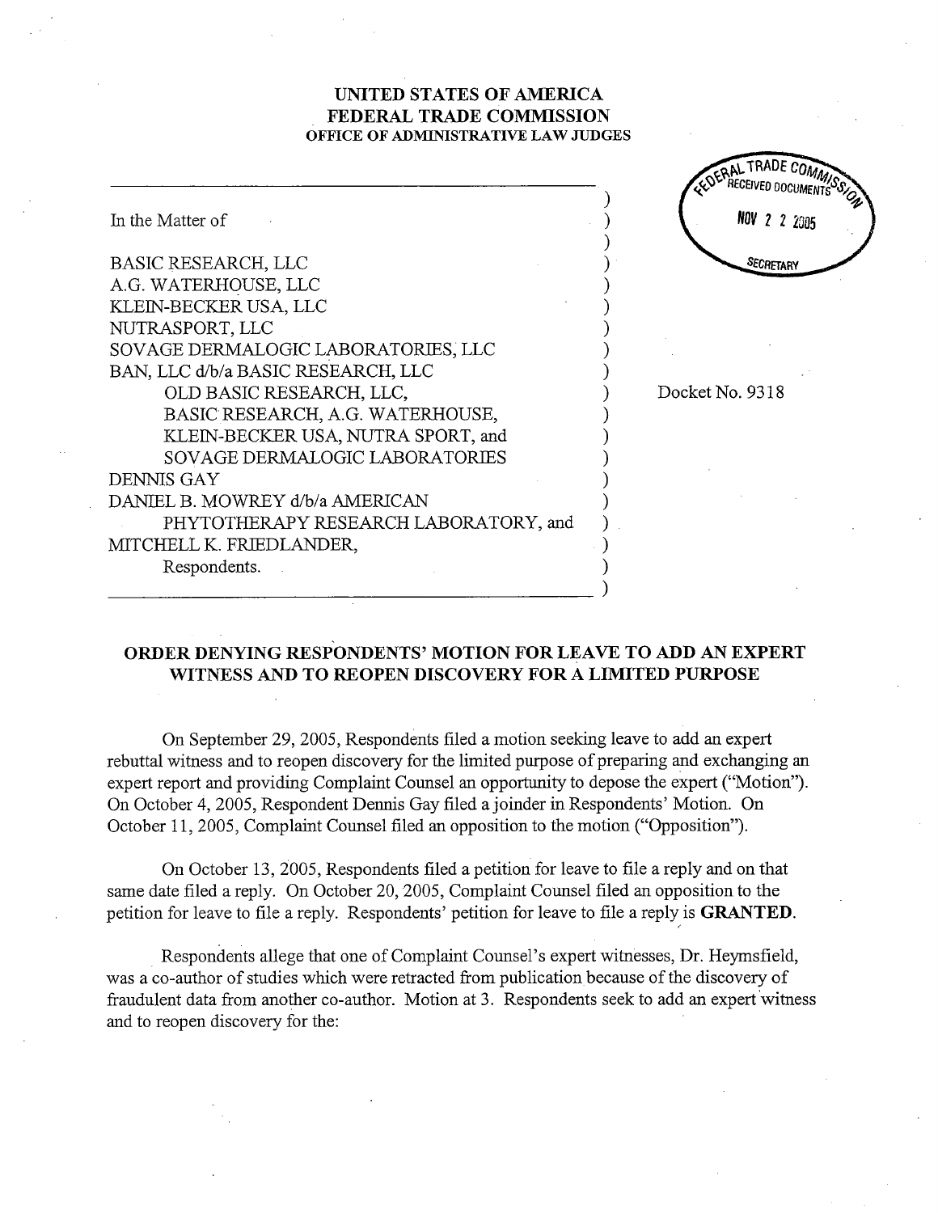**UNITED STATES OF AMERICA**
**FEDERAL TRADE COMMISSION**
**OFFICE OF ADMINISTRATIVE LAW JUDGES**

FEDERAL TRADE COMMISSION RECEIVED DOCUMENTS NOV 22 2005 SECRETARY

In the Matter of

BASIC RESEARCH, LLC
A.G. WATERHOUSE, LLC
KLEIN-BECKER USA, LLC
NUTRASPORT, LLC
SOVAGE DERMALOGIC LABORATORIES, LLC
BAN, LLC d/b/a BASIC RESEARCH, LLC
OLD BASIC RESEARCH, LLC,
BASIC RESEARCH, A.G. WATERHOUSE,
KLEIN-BECKER USA, NUTRA SPORT, and
SOVAGE DERMALOGIC LABORATORIES
DENNIS GAY
DANIEL B. MOWREY d/b/a AMERICAN
PHYTOTHERAPY RESEARCH LABORATORY, and
MITCHELL K. FRIEDLANDER,
Respondents.

Docket No. 9318

**ORDER DENYING RESPONDENTS' MOTION FOR LEAVE TO ADD AN EXPERT WITNESS AND TO REOPEN DISCOVERY FOR A LIMITED PURPOSE**

On September 29, 2005, Respondents filed a motion seeking leave to add an expert rebuttal witness and to reopen discovery for the limited purpose of preparing and exchanging an expert report and providing Complaint Counsel an opportunity to depose the expert ("Motion"). On October 4, 2005, Respondent Dennis Gay filed a joinder in Respondents' Motion. On October 11, 2005, Complaint Counsel filed an opposition to the motion ("Opposition").

On October 13, 2005, Respondents filed a petition for leave to file a reply and on that same date filed a reply. On October 20, 2005, Complaint Counsel filed an opposition to the petition for leave to file a reply. Respondents' petition for leave to file a reply is **GRANTED**.

Respondents allege that one of Complaint Counsel's expert witnesses, Dr. Heymsfield, was a co-author of studies which were retracted from publication because of the discovery of fraudulent data from another co-author. Motion at 3. Respondents seek to add an expert witness and to reopen discovery for the: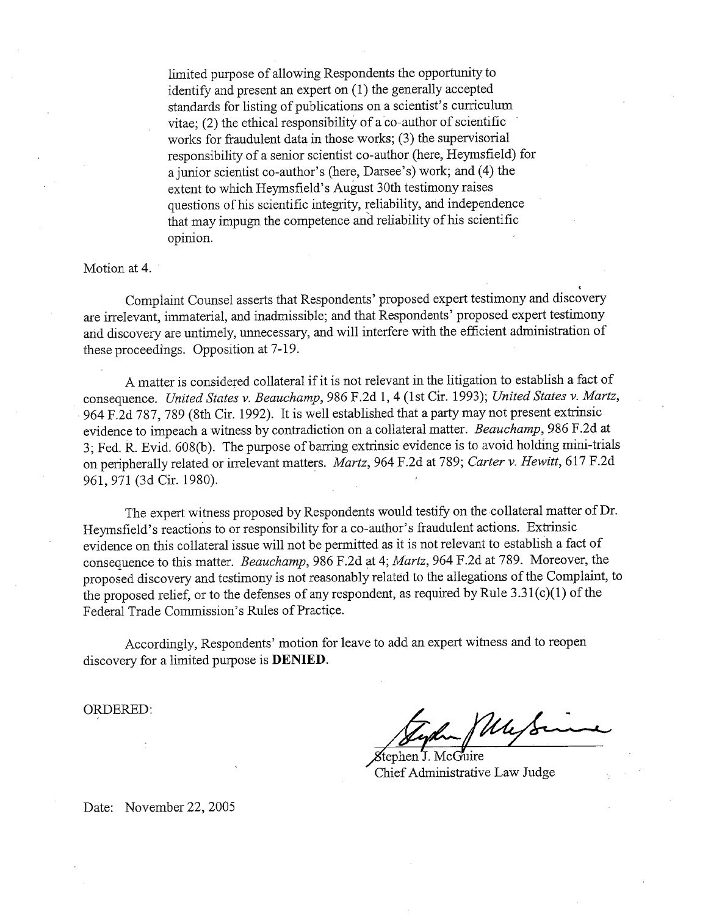> limited purpose of allowing Respondents the opportunity to identify and present an expert on (1) the generally accepted standards for listing of publications on a scientist's curriculum vitae; (2) the ethical responsibility of a co-author of scientific works for fraudulent data in those works; (3) the supervisorial responsibility of a senior scientist co-author (here, Heymsfield) for a junior scientist co-author's (here, Darsee's) work; and (4) the extent to which Heymsfield's August 30th testimony raises questions of his scientific integrity, reliability, and independence that may impugn the competence and reliability of his scientific opinion.

Motion at 4.

Complaint Counsel asserts that Respondents' proposed expert testimony and discovery are irrelevant, immaterial, and inadmissible; and that Respondents' proposed expert testimony and discovery are untimely, unnecessary, and will interfere with the efficient administration of these proceedings. Opposition at 7-19.

A matter is considered collateral if it is not relevant in the litigation to establish a fact of consequence. *United States v. Beauchamp*, 986 F.2d 1, 4 (1st Cir. 1993); *United States v. Martz*, 964 F.2d 787, 789 (8th Cir. 1992). It is well established that a party may not present extrinsic evidence to impeach a witness by contradiction on a collateral matter. *Beauchamp*, 986 F.2d at 3; Fed. R. Evid. 608(b). The purpose of barring extrinsic evidence is to avoid holding mini-trials on peripherally related or irrelevant matters. *Martz*, 964 F.2d at 789; *Carter v. Hewitt*, 617 F.2d 961, 971 (3d Cir. 1980).

The expert witness proposed by Respondents would testify on the collateral matter of Dr. Heymsfield's reactions to or responsibility for a co-author's fraudulent actions. Extrinsic evidence on this collateral issue will not be permitted as it is not relevant to establish a fact of consequence to this matter. *Beauchamp*, 986 F.2d at 4; *Martz*, 964 F.2d at 789. Moreover, the proposed discovery and testimony is not reasonably related to the allegations of the Complaint, to the proposed relief, or to the defenses of any respondent, as required by Rule 3.31(c)(1) of the Federal Trade Commission's Rules of Practice.

Accordingly, Respondents' motion for leave to add an expert witness and to reopen discovery for a limited purpose is **DENIED**.

ORDERED:

Stephen J. McGuire
Chief Administrative Law Judge

Date: November 22, 2005